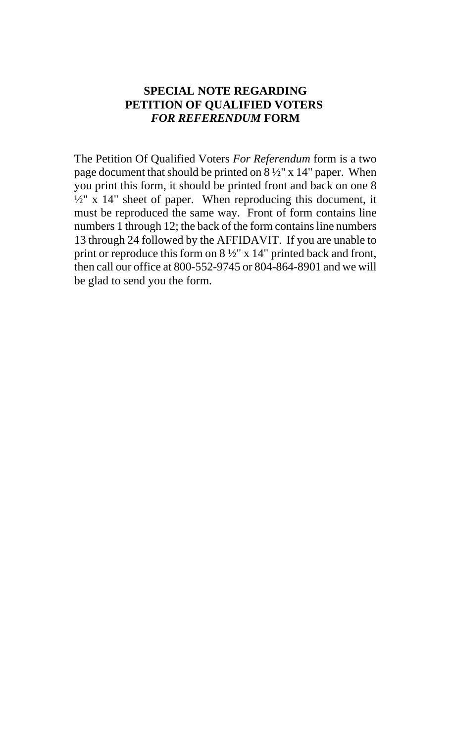# SPECIAL NOTE REGARDING PETITION OF QUALIFIED VOTERS *FOR REFERENDUM* FORM

The Petition Of Qualified Voters *For Referendum* form is a two page document that should be printed on 8 ½" x 14" paper. When you print this form, it should be printed front and back on one 8 ½" x 14" sheet of paper. When reproducing this document, it must be reproduced the same way. Front of form contains line numbers 1 through 12; the back of the form contains line numbers 13 through 24 followed by the AFFIDAVIT. If you are unable to print or reproduce this form on 8 ½" x 14" printed back and front, then call our office at 800-552-9745 or 804-864-8901 and we will be glad to send you the form.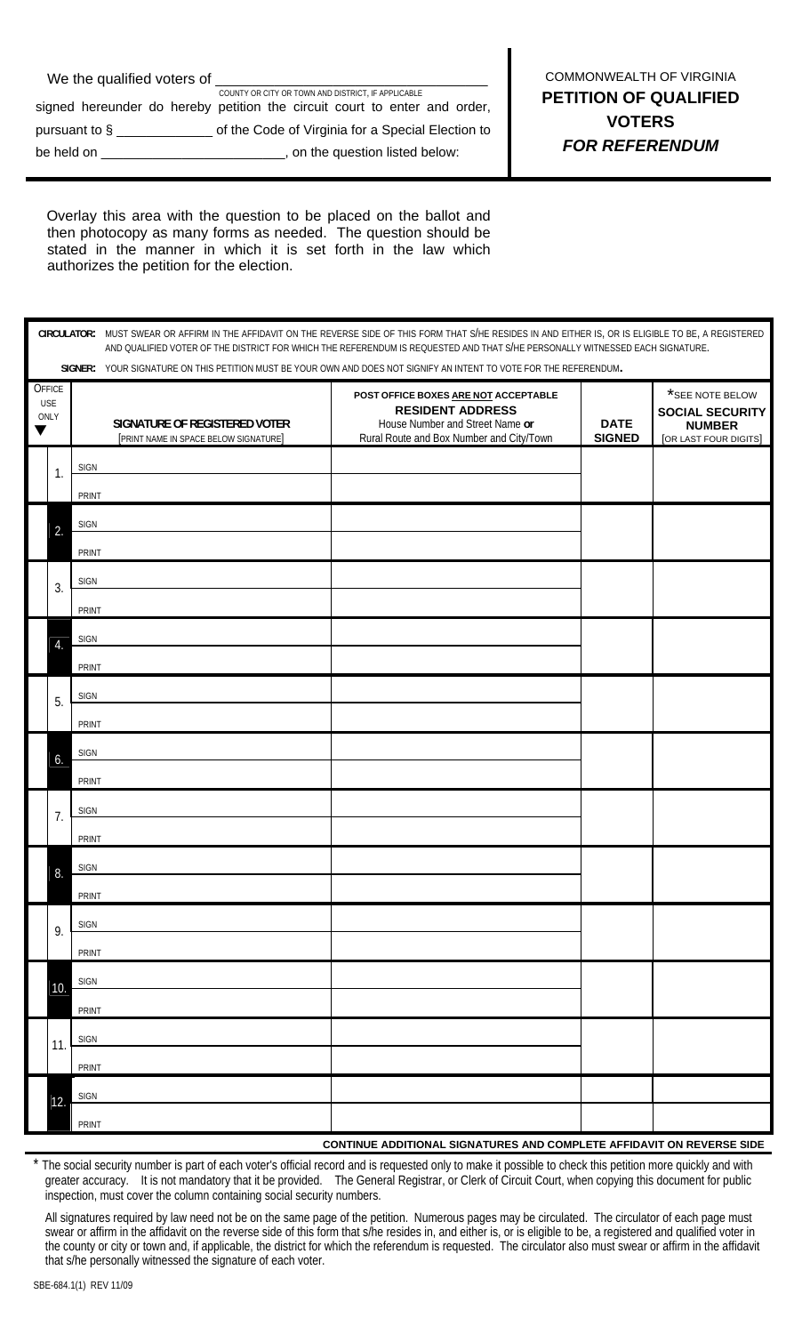We the qualified voters of ______________________________
COUNTY OR CITY OR TOWN AND DISTRICT, IF APPLICABLE

signed hereunder do hereby petition the circuit court to enter and order, pursuant to § ____________ of the Code of Virginia for a Special Election to be held on ______________________, on the question listed below:

COMMONWEALTH OF VIRGINIA

# PETITION OF QUALIFIED VOTERS *FOR REFERENDUM*

Overlay this area with the question to be placed on the ballot and then photocopy as many forms as needed. The question should be stated in the manner in which it is set forth in the law which authorizes the petition for the election.

**CIRCULATOR:** MUST SWEAR OR AFFIRM IN THE AFFIDAVIT ON THE REVERSE SIDE OF THIS FORM THAT S/HE RESIDES IN AND EITHER IS, OR IS ELIGIBLE TO BE, A REGISTERED AND QUALIFIED VOTER OF THE DISTRICT FOR WHICH THE REFERENDUM IS REQUESTED AND THAT S/HE PERSONALLY WITNESSED EACH SIGNATURE.

**SIGNER:** YOUR SIGNATURE ON THIS PETITION MUST BE YOUR OWN AND DOES NOT SIGNIFY AN INTENT TO VOTE FOR THE REFERENDUM.

| OFFICE USE ONLY ▼ | | SIGNATURE OF REGISTERED VOTER [PRINT NAME IN SPACE BELOW SIGNATURE] | POST OFFICE BOXES ARE NOT ACCEPTABLE RESIDENT ADDRESS House Number and Street Name or Rural Route and Box Number and City/Town | DATE SIGNED | *SEE NOTE BELOW SOCIAL SECURITY NUMBER [OR LAST FOUR DIGITS] |
|---|---|---|---|---|---|
| | 1. | SIGN | | | |
| | | PRINT | | | |
| | 2. | SIGN | | | |
| | | PRINT | | | |
| | 3. | SIGN | | | |
| | | PRINT | | | |
| | 4. | SIGN | | | |
| | | PRINT | | | |
| | 5. | SIGN | | | |
| | | PRINT | | | |
| | 6. | SIGN | | | |
| | | PRINT | | | |
| | 7. | SIGN | | | |
| | | PRINT | | | |
| | 8. | SIGN | | | |
| | | PRINT | | | |
| | 9. | SIGN | | | |
| | | PRINT | | | |
| | 10. | SIGN | | | |
| | | PRINT | | | |
| | 11. | SIGN | | | |
| | | PRINT | | | |
| | 12. | SIGN | | | |
| | | PRINT | | | |

**CONTINUE ADDITIONAL SIGNATURES AND COMPLETE AFFIDAVIT ON REVERSE SIDE**

* The social security number is part of each voter's official record and is requested only to make it possible to check this petition more quickly and with greater accuracy. It is not mandatory that it be provided. The General Registrar, or Clerk of Circuit Court, when copying this document for public inspection, must cover the column containing social security numbers.

All signatures required by law need not be on the same page of the petition. Numerous pages may be circulated. The circulator of each page must swear or affirm in the affidavit on the reverse side of this form that s/he resides in, and either is, or is eligible to be, a registered and qualified voter in the county or city or town and, if applicable, the district for which the referendum is requested. The circulator also must swear or affirm in the affidavit that s/he personally witnessed the signature of each voter.

SBE-684.1(1) REV 11/09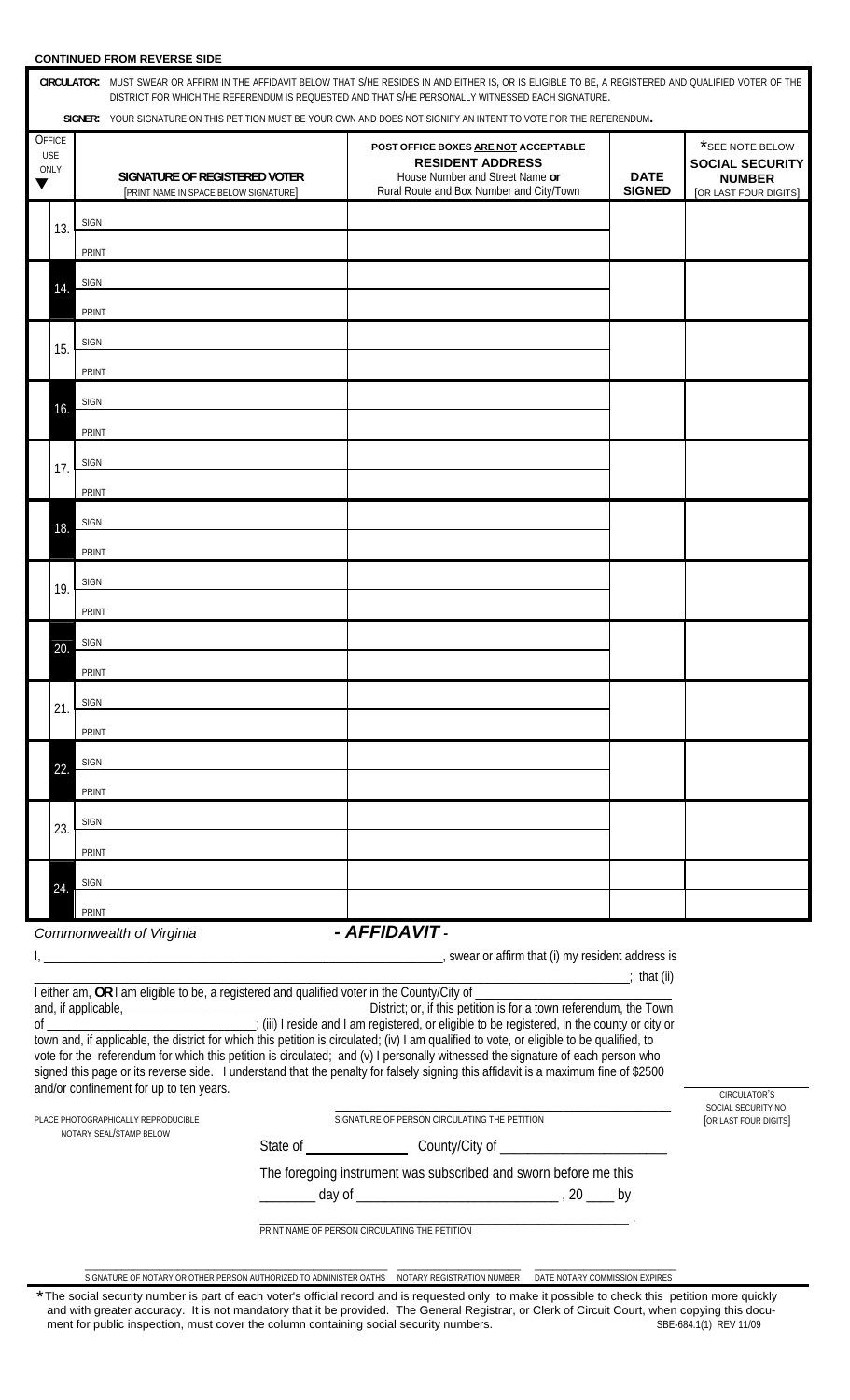**CONTINUED FROM REVERSE SIDE**

**CIRCULATOR:** MUST SWEAR OR AFFIRM IN THE AFFIDAVIT BELOW THAT S/HE RESIDES IN AND EITHER IS, OR IS ELIGIBLE TO BE, A REGISTERED AND QUALIFIED VOTER OF THE DISTRICT FOR WHICH THE REFERENDUM IS REQUESTED AND THAT S/HE PERSONALLY WITNESSED EACH SIGNATURE.

**SIGNER:** YOUR SIGNATURE ON THIS PETITION MUST BE YOUR OWN AND DOES NOT SIGNIFY AN INTENT TO VOTE FOR THE REFERENDUM.

| OFFICE USE ONLY ▼ | | SIGNATURE OF REGISTERED VOTER [PRINT NAME IN SPACE BELOW SIGNATURE] | POST OFFICE BOXES **ARE NOT** ACCEPTABLE **RESIDENT ADDRESS** House Number and Street Name **or** Rural Route and Box Number and City/Town | **DATE SIGNED** | *SEE NOTE BELOW **SOCIAL SECURITY NUMBER** [OR LAST FOUR DIGITS] |
|---|---|---|---|---|---|
| | 13. | SIGN | | | |
| | | PRINT | | | |
| | 14. | SIGN | | | |
| | | PRINT | | | |
| | 15. | SIGN | | | |
| | | PRINT | | | |
| | 16. | SIGN | | | |
| | | PRINT | | | |
| | 17. | SIGN | | | |
| | | PRINT | | | |
| | 18. | SIGN | | | |
| | | PRINT | | | |
| | 19. | SIGN | | | |
| | | PRINT | | | |
| | 20. | SIGN | | | |
| | | PRINT | | | |
| | 21. | SIGN | | | |
| | | PRINT | | | |
| | 22. | SIGN | | | |
| | | PRINT | | | |
| | 23. | SIGN | | | |
| | | PRINT | | | |
| | 24. | SIGN | | | |
| | | PRINT | | | |

*Commonwealth of Virginia*

## *- AFFIDAVIT -*

I, ____________________________________________________________, swear or affirm that (i) my resident address is ____________________________________________________________; that (ii) I either am, **OR** I am eligible to be, a registered and qualified voter in the County/City of ____________________ and, if applicable, ______________________________ District; or, if this petition is for a town referendum, the Town of ______________________________; (iii) I reside and I am registered, or eligible to be registered, in the county or city or town and, if applicable, the district for which this petition is circulated; (iv) I am qualified to vote, or eligible to be qualified, to vote for the referendum for which this petition is circulated; and (v) I personally witnessed the signature of each person who signed this page or its reverse side. I understand that the penalty for falsely signing this affidavit is a maximum fine of $2500 and/or confinement for up to ten years.

______________________________
SIGNATURE OF PERSON CIRCULATING THE PETITION

______________________________
CIRCULATOR'S SOCIAL SECURITY NO. [OR LAST FOUR DIGITS]

PLACE PHOTOGRAPHICALLY REPRODUCIBLE NOTARY SEAL/STAMP BELOW

State of ______________ County/City of ______________________

The foregoing instrument was subscribed and sworn before me this

________ day of ____________________________ , 20 ____ by

______________________________________________ .
PRINT NAME OF PERSON CIRCULATING THE PETITION

______________________________ SIGNATURE OF NOTARY OR OTHER PERSON AUTHORIZED TO ADMINISTER OATHS

______________________________ NOTARY REGISTRATION NUMBER

______________________________ DATE NOTARY COMMISSION EXPIRES

*The social security number is part of each voter's official record and is requested only to make it possible to check this petition more quickly and with greater accuracy. It is not mandatory that it be provided. The General Registrar, or Clerk of Circuit Court, when copying this document for public inspection, must cover the column containing social security numbers.

SBE-684.1(1) REV 11/09